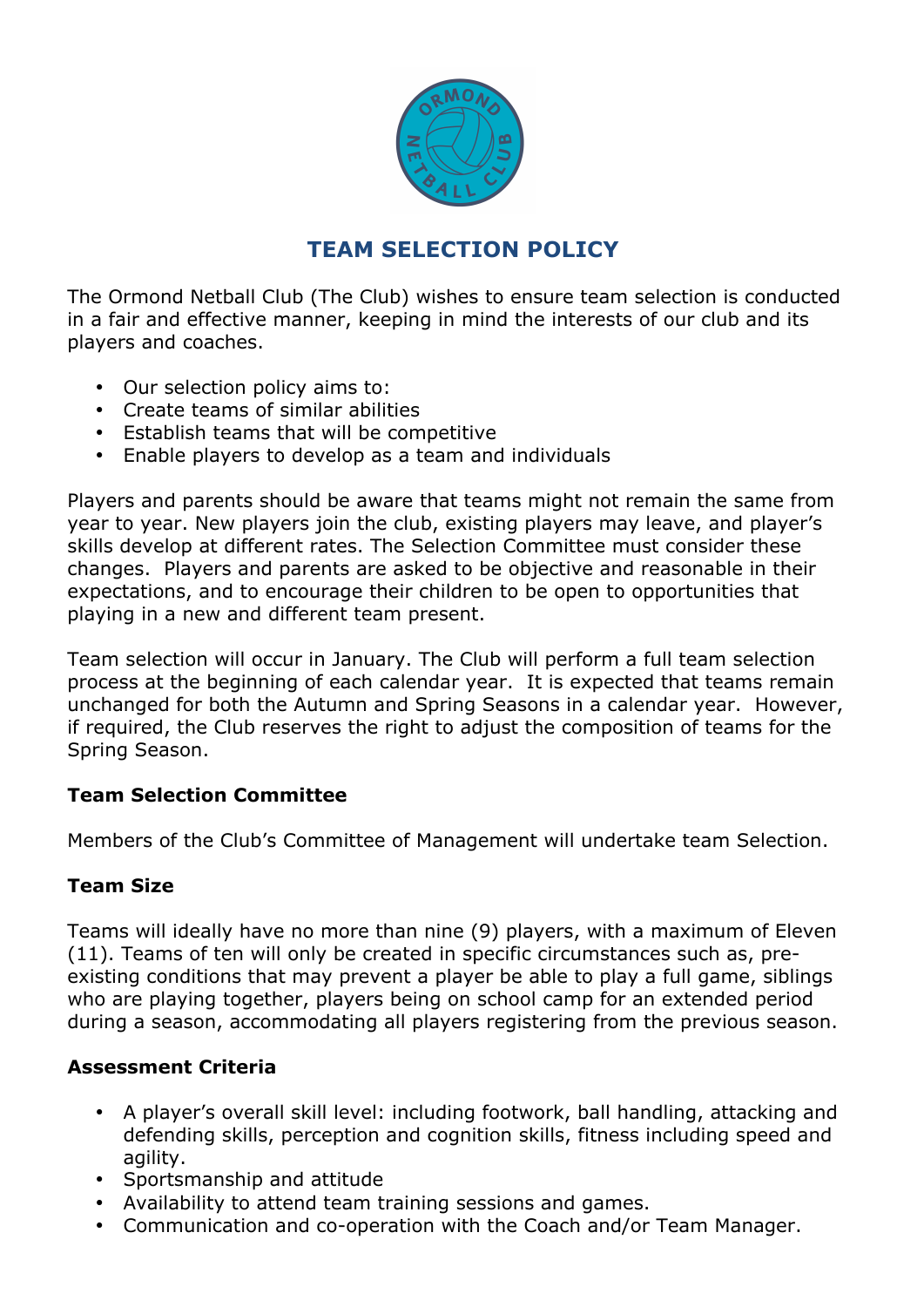# TEAM SELECTION POLICY

The Ormond Netball Club (The Club) wishes to ensure team selection is conducted in a fair and effective manner, keeping in mind the interests of our club and its players and coaches.

- Our selection policy aims to:
- Create teams of similar abilities
- Establish teams that will be competitive
- Enable players to develop as a team and individuals

Players and parents should be aware that teams might not remain the same from year to year. New players join the club, existing players may leave, and player's skills develop at different rates. The Selection Committee must consider these changes. Players and parents are asked to be objective and reasonable in their expectations, and to encourage their children to be open to opportunities that playing in a new and different team present.

Team selection will occur in January. The Club will perform a full team selection process at the beginning of each calendar year. It is expected that teams remain unchanged for both the Autumn and Spring Seasons in a calendar year. However, if required, the Club reserves the right to adjust the composition of teams for the Spring Season.

**Team Selection Committee**

Members of the Club's Committee of Management will undertake team Selection.

**Team Size**

Teams will ideally have no more than nine (9) players, with a maximum of Eleven (11). Teams of ten will only be created in specific circumstances such as, pre-existing conditions that may prevent a player be able to play a full game, siblings who are playing together, players being on school camp for an extended period during a season, accommodating all players registering from the previous season.

**Assessment Criteria**

- A player's overall skill level: including footwork, ball handling, attacking and defending skills, perception and cognition skills, fitness including speed and agility.
- Sportsmanship and attitude
- Availability to attend team training sessions and games.
- Communication and co-operation with the Coach and/or Team Manager.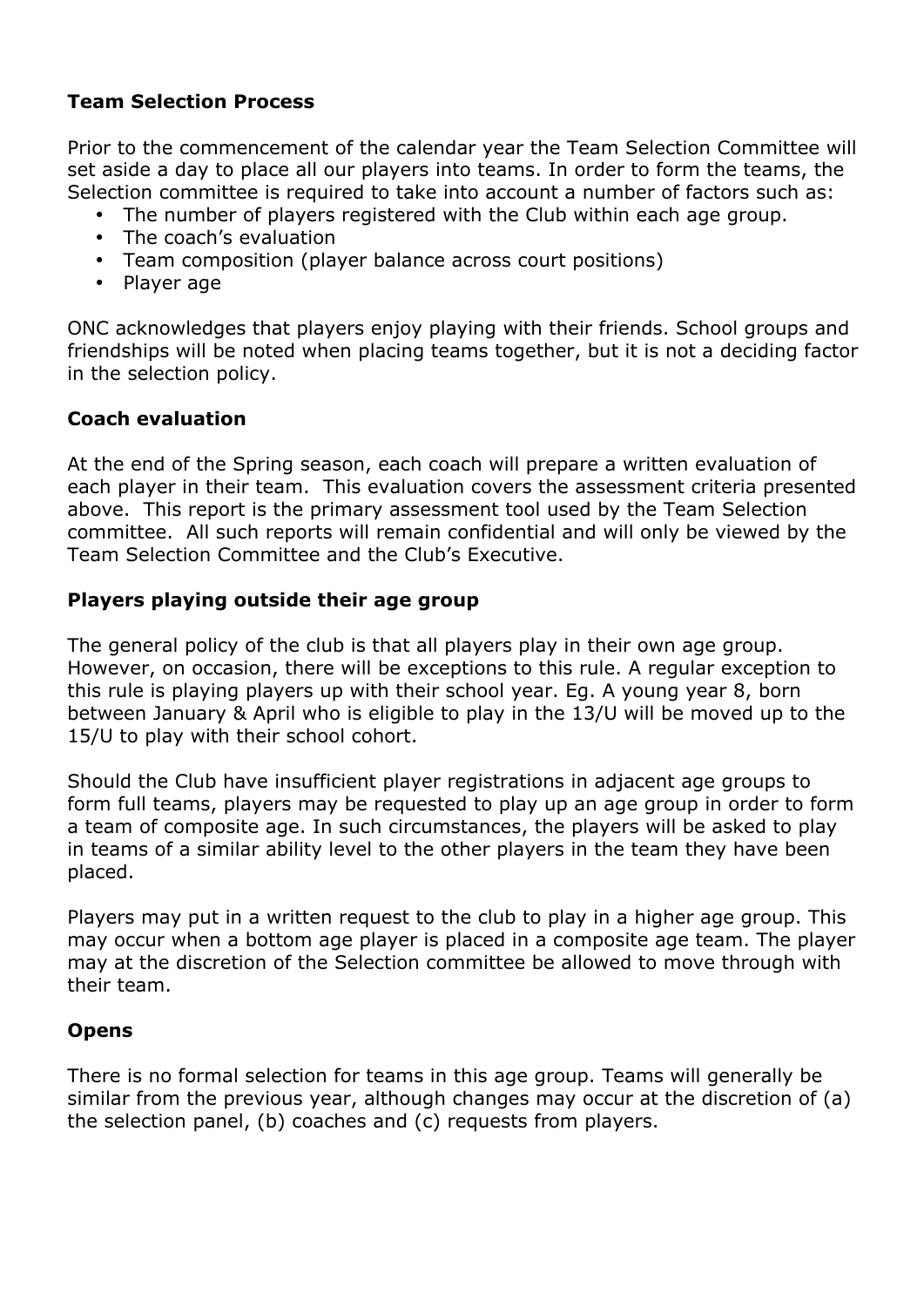**Team Selection Process**

Prior to the commencement of the calendar year the Team Selection Committee will set aside a day to place all our players into teams. In order to form the teams, the Selection committee is required to take into account a number of factors such as:

- The number of players registered with the Club within each age group.
- The coach's evaluation
- Team composition (player balance across court positions)
- Player age

ONC acknowledges that players enjoy playing with their friends. School groups and friendships will be noted when placing teams together, but it is not a deciding factor in the selection policy.

**Coach evaluation**

At the end of the Spring season, each coach will prepare a written evaluation of each player in their team. This evaluation covers the assessment criteria presented above. This report is the primary assessment tool used by the Team Selection committee. All such reports will remain confidential and will only be viewed by the Team Selection Committee and the Club's Executive.

**Players playing outside their age group**

The general policy of the club is that all players play in their own age group. However, on occasion, there will be exceptions to this rule. A regular exception to this rule is playing players up with their school year. Eg. A young year 8, born between January & April who is eligible to play in the 13/U will be moved up to the 15/U to play with their school cohort.

Should the Club have insufficient player registrations in adjacent age groups to form full teams, players may be requested to play up an age group in order to form a team of composite age. In such circumstances, the players will be asked to play in teams of a similar ability level to the other players in the team they have been placed.

Players may put in a written request to the club to play in a higher age group. This may occur when a bottom age player is placed in a composite age team. The player may at the discretion of the Selection committee be allowed to move through with their team.

**Opens**

There is no formal selection for teams in this age group. Teams will generally be similar from the previous year, although changes may occur at the discretion of (a) the selection panel, (b) coaches and (c) requests from players.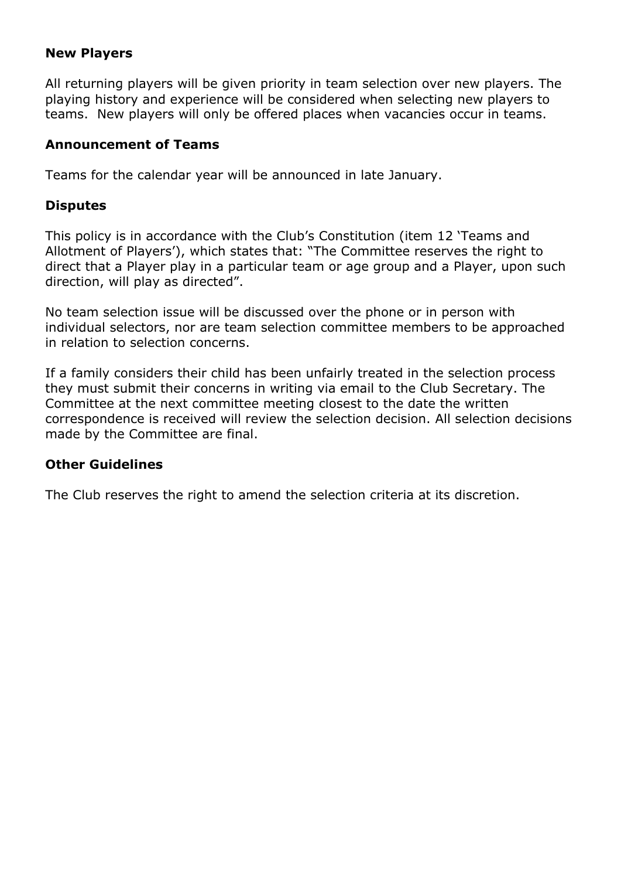**New Players**

All returning players will be given priority in team selection over new players. The playing history and experience will be considered when selecting new players to teams. New players will only be offered places when vacancies occur in teams.

**Announcement of Teams**

Teams for the calendar year will be announced in late January.

**Disputes**

This policy is in accordance with the Club's Constitution (item 12 'Teams and Allotment of Players'), which states that: "The Committee reserves the right to direct that a Player play in a particular team or age group and a Player, upon such direction, will play as directed".

No team selection issue will be discussed over the phone or in person with individual selectors, nor are team selection committee members to be approached in relation to selection concerns.

If a family considers their child has been unfairly treated in the selection process they must submit their concerns in writing via email to the Club Secretary. The Committee at the next committee meeting closest to the date the written correspondence is received will review the selection decision. All selection decisions made by the Committee are final.

**Other Guidelines**

The Club reserves the right to amend the selection criteria at its discretion.